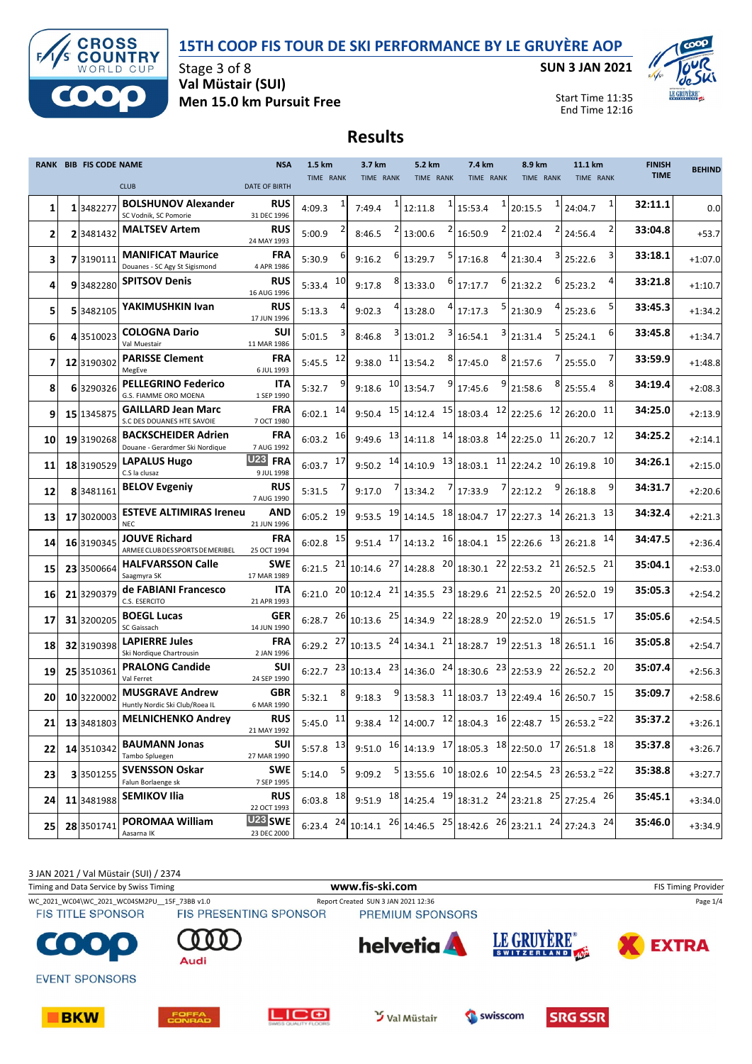# 15TH COOP FIS TOUR DE SKI PERFORMANCE BY LE GRUYÈRE AOP

**Stage 3 of 8**
**Val Müstair (SUI)**
**Men 15.0 km Pursuit Free**

**SUN 3 JAN 2021**

Start Time 11:35
End Time 12:16

## Results

| RANK | BIB | FIS CODE | NAME / CLUB | NSA / DATE OF BIRTH | 1.5 km TIME | RANK | 3.7 km TIME | RANK | 5.2 km TIME | RANK | 7.4 km TIME | RANK | 8.9 km TIME | RANK | 11.1 km TIME | RANK | FINISH TIME | BEHIND |
|---|---|---|---|---|---|---|---|---|---|---|---|---|---|---|---|---|---|---|
| 1 | 1 | 3482277 | **BOLSHUNOV Alexander** SC Vodnik, SC Pomorie | **RUS** 31 DEC 1996 | 4:09.3 | 1 | 7:49.4 | 1 | 12:11.8 | 1 | 15:53.4 | 1 | 20:15.5 | 1 | 24:04.7 | 1 | **32:11.1** | 0.0 |
| 2 | 2 | 3481432 | **MALTSEV Artem** | **RUS** 24 MAY 1993 | 5:00.9 | 2 | 8:46.5 | 2 | 13:00.6 | 2 | 16:50.9 | 2 | 21:02.4 | 2 | 24:56.4 | 2 | **33:04.8** | +53.7 |
| 3 | 7 | 3190111 | **MANIFICAT Maurice** Douanes - SC Agy St Sigismond | **FRA** 4 APR 1986 | 5:30.9 | 6 | 9:16.2 | 6 | 13:29.7 | 5 | 17:16.8 | 4 | 21:30.4 | 3 | 25:22.6 | 3 | **33:18.1** | +1:07.0 |
| 4 | 9 | 3482280 | **SPITSOV Denis** | **RUS** 16 AUG 1996 | 5:33.4 | 10 | 9:17.8 | 8 | 13:33.0 | 6 | 17:17.7 | 6 | 21:32.2 | 6 | 25:23.2 | 4 | **33:21.8** | +1:10.7 |
| 5 | 5 | 3482105 | **YAKIMUSHKIN Ivan** | **RUS** 17 JUN 1996 | 5:13.3 | 4 | 9:02.3 | 4 | 13:28.0 | 4 | 17:17.3 | 5 | 21:30.9 | 4 | 25:23.6 | 5 | **33:45.3** | +1:34.2 |
| 6 | 4 | 3510023 | **COLOGNA Dario** Val Muestair | **SUI** 11 MAR 1986 | 5:01.5 | 3 | 8:46.8 | 3 | 13:01.2 | 3 | 16:54.1 | 3 | 21:31.4 | 5 | 25:24.1 | 6 | **33:45.8** | +1:34.7 |
| 7 | 12 | 3190302 | **PARISSE Clement** MegEve | **FRA** 6 JUL 1993 | 5:45.5 | 12 | 9:38.0 | 11 | 13:54.2 | 8 | 17:45.0 | 8 | 21:57.6 | 7 | 25:55.0 | 7 | **33:59.9** | +1:48.8 |
| 8 | 6 | 3290326 | **PELLEGRINO Federico** G.S. FIAMME ORO MOENA | **ITA** 1 SEP 1990 | 5:32.7 | 9 | 9:18.6 | 10 | 13:54.7 | 9 | 17:45.6 | 9 | 21:58.6 | 8 | 25:55.4 | 8 | **34:19.4** | +2:08.3 |
| 9 | 15 | 1345875 | **GAILLARD Jean Marc** S.C DES DOUANES HTE SAVOIE | **FRA** 7 OCT 1980 | 6:02.1 | 14 | 9:50.4 | 15 | 14:12.4 | 15 | 18:03.4 | 12 | 22:25.6 | 12 | 26:20.0 | 11 | **34:25.0** | +2:13.9 |
| 10 | 19 | 3190268 | **BACKSCHEIDER Adrien** Douane - Gerardmer Ski Nordique | **FRA** 7 AUG 1992 | 6:03.2 | 16 | 9:49.6 | 13 | 14:11.8 | 14 | 18:03.8 | 14 | 22:25.0 | 11 | 26:20.7 | 12 | **34:25.2** | +2:14.1 |
| 11 | 18 | 3190529 | **LAPALUS Hugo** C.S la clusaz | U23 **FRA** 9 JUL 1998 | 6:03.7 | 17 | 9:50.2 | 14 | 14:10.9 | 13 | 18:03.1 | 11 | 22:24.2 | 10 | 26:19.8 | 10 | **34:26.1** | +2:15.0 |
| 12 | 8 | 3481161 | **BELOV Evgeniy** | **RUS** 7 AUG 1990 | 5:31.5 | 7 | 9:17.0 | 7 | 13:34.2 | 7 | 17:33.9 | 7 | 22:12.2 | 9 | 26:18.8 | 9 | **34:31.7** | +2:20.6 |
| 13 | 17 | 3020003 | **ESTEVE ALTIMIRAS Ireneu** NEC | **AND** 21 JUN 1996 | 6:05.2 | 19 | 9:53.5 | 19 | 14:14.5 | 18 | 18:04.7 | 17 | 22:27.3 | 14 | 26:21.3 | 13 | **34:32.4** | +2:21.3 |
| 14 | 16 | 3190345 | **JOUVE Richard** ARMEE CLUB DES SPORTS DE MERIBEL | **FRA** 25 OCT 1994 | 6:02.8 | 15 | 9:51.4 | 17 | 14:13.2 | 16 | 18:04.1 | 15 | 22:26.6 | 13 | 26:21.8 | 14 | **34:47.5** | +2:36.4 |
| 15 | 23 | 3500664 | **HALFVARSSON Calle** Saagmyra SK | **SWE** 17 MAR 1989 | 6:21.5 | 21 | 10:14.6 | 27 | 14:28.8 | 20 | 18:30.1 | 22 | 22:53.2 | 21 | 26:52.5 | 21 | **35:04.1** | +2:53.0 |
| 16 | 21 | 3290379 | **de FABIANI Francesco** C.S. ESERCITO | **ITA** 21 APR 1993 | 6:21.0 | 20 | 10:12.4 | 21 | 14:35.5 | 23 | 18:29.6 | 21 | 22:52.5 | 20 | 26:52.0 | 19 | **35:05.3** | +2:54.2 |
| 17 | 31 | 3200205 | **BOEGL Lucas** SC Gaissach | **GER** 14 JUN 1990 | 6:28.7 | 26 | 10:13.6 | 25 | 14:34.9 | 22 | 18:28.9 | 20 | 22:52.0 | 19 | 26:51.5 | 17 | **35:05.6** | +2:54.5 |
| 18 | 32 | 3190398 | **LAPIERRE Jules** Ski Nordique Chartrousin | **FRA** 2 JAN 1996 | 6:29.2 | 27 | 10:13.5 | 24 | 14:34.1 | 21 | 18:28.7 | 19 | 22:51.3 | 18 | 26:51.1 | 16 | **35:05.8** | +2:54.7 |
| 19 | 25 | 3510361 | **PRALONG Candide** Val Ferret | **SUI** 24 SEP 1990 | 6:22.7 | 23 | 10:13.4 | 23 | 14:36.0 | 24 | 18:30.6 | 23 | 22:53.9 | 22 | 26:52.2 | 20 | **35:07.4** | +2:56.3 |
| 20 | 10 | 3220002 | **MUSGRAVE Andrew** Huntly Nordic Ski Club/Roea IL | **GBR** 6 MAR 1990 | 5:32.1 | 8 | 9:18.3 | 9 | 13:58.3 | 11 | 18:03.7 | 13 | 22:49.4 | 16 | 26:50.7 | 15 | **35:09.7** | +2:58.6 |
| 21 | 13 | 3481803 | **MELNICHENKO Andrey** | **RUS** 21 MAY 1992 | 5:45.0 | 11 | 9:38.4 | 12 | 14:00.7 | 12 | 18:04.3 | 16 | 22:48.7 | 15 | 26:53.2 | =22 | **35:37.2** | +3:26.1 |
| 22 | 14 | 3510342 | **BAUMANN Jonas** Tambo Spluegen | **SUI** 27 MAR 1990 | 5:57.8 | 13 | 9:51.0 | 16 | 14:13.9 | 17 | 18:05.3 | 18 | 22:50.0 | 17 | 26:51.8 | 18 | **35:37.8** | +3:26.7 |
| 23 | 3 | 3501255 | **SVENSSON Oskar** Falun Borlaenge sk | **SWE** 7 SEP 1995 | 5:14.0 | 5 | 9:09.2 | 5 | 13:55.6 | 10 | 18:02.6 | 10 | 22:54.5 | 23 | 26:53.2 | =22 | **35:38.8** | +3:27.7 |
| 24 | 11 | 3481988 | **SEMIKOV Ilia** | **RUS** 22 OCT 1993 | 6:03.8 | 18 | 9:51.9 | 18 | 14:25.4 | 19 | 18:31.2 | 24 | 23:21.8 | 25 | 27:25.4 | 26 | **35:45.1** | +3:34.0 |
| 25 | 28 | 3501741 | **POROMAA William** Aasarna IK | U23 **SWE** 23 DEC 2000 | 6:23.4 | 24 | 10:14.1 | 26 | 14:46.5 | 25 | 18:42.6 | 26 | 23:21.1 | 24 | 27:24.3 | 24 | **35:46.0** | +3:34.9 |

3 JAN 2021 / Val Müstair (SUI) / 2374

Timing and Data Service by Swiss Timing — www.fis-ski.com — FIS Timing Provider

WC_2021_WC04\WC_2021_WC04SM2PU__15F_73BB v1.0 — Report Created SUN 3 JAN 2021 12:36

FIS TITLE SPONSOR: COOP — FIS PRESENTING SPONSOR: Audi — PREMIUM SPONSORS: helvetia, LE GRUYÈRE SWITZERLAND AOP, EXTRA

EVENT SPONSORS: BKW, POFFA CONRAD, LICO, Val Müstair, swisscom, SRG SSR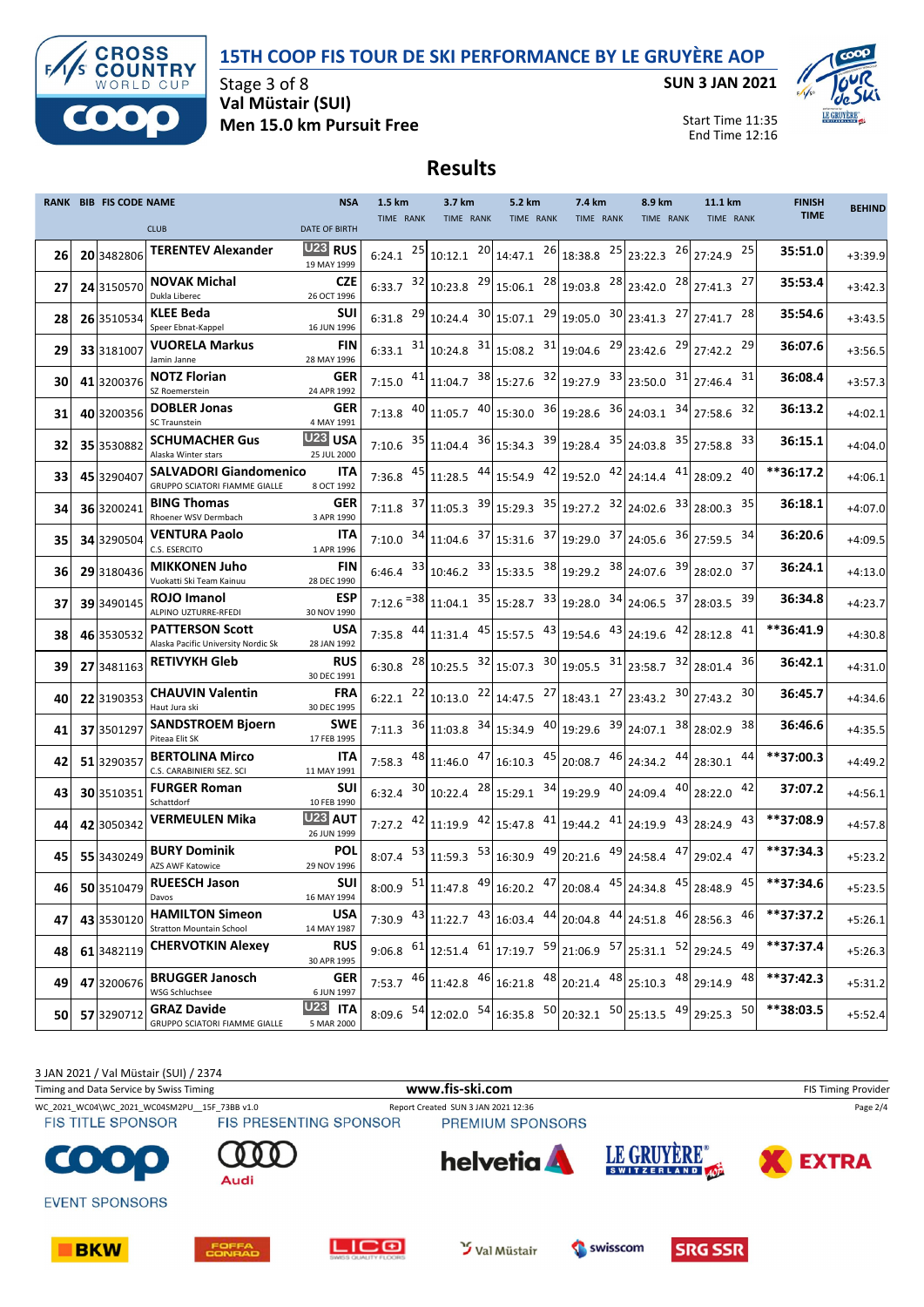# 15TH COOP FIS TOUR DE SKI PERFORMANCE BY LE GRUYÈRE AOP

Stage 3 of 8
**Val Müstair (SUI)**
**Men 15.0 km Pursuit Free**

SUN 3 JAN 2021

Start Time 11:35
End Time 12:16

## Results

| RANK | BIB | FIS CODE | NAME / CLUB | NSA / DATE OF BIRTH | 1.5 km TIME | RANK | 3.7 km TIME | RANK | 5.2 km TIME | RANK | 7.4 km TIME | RANK | 8.9 km TIME | RANK | 11.1 km TIME | RANK | FINISH TIME | BEHIND |
|---|---|---|---|---|---|---|---|---|---|---|---|---|---|---|---|---|---|---|
| 26 | 20 | 3482806 | **TERENTEV Alexander** | U23 RUS 19 MAY 1999 | 6:24.1 | 25 | 10:12.1 | 20 | 14:47.1 | 26 | 18:38.8 | 25 | 23:22.3 | 26 | 27:24.9 | 25 | 35:51.0 | +3:39.9 |
| 27 | 24 | 3150570 | **NOVAK Michal** Dukla Liberec | CZE 26 OCT 1996 | 6:33.7 | 32 | 10:23.8 | 29 | 15:06.1 | 28 | 19:03.8 | 28 | 23:42.0 | 28 | 27:41.3 | 27 | 35:53.4 | +3:42.3 |
| 28 | 26 | 3510534 | **KLEE Beda** Speer Ebnat-Kappel | SUI 16 JUN 1996 | 6:31.8 | 29 | 10:24.4 | 30 | 15:07.1 | 29 | 19:05.0 | 30 | 23:41.3 | 27 | 27:41.7 | 28 | 35:54.6 | +3:43.5 |
| 29 | 33 | 3181007 | **VUORELA Markus** Jamin Janne | FIN 28 MAY 1996 | 6:33.1 | 31 | 10:24.8 | 31 | 15:08.2 | 31 | 19:04.6 | 29 | 23:42.6 | 29 | 27:42.2 | 29 | 36:07.6 | +3:56.5 |
| 30 | 41 | 3200376 | **NOTZ Florian** SZ Roemerstein | GER 24 APR 1992 | 7:15.0 | 41 | 11:04.7 | 38 | 15:27.6 | 32 | 19:27.9 | 33 | 23:50.0 | 31 | 27:46.4 | 31 | 36:08.4 | +3:57.3 |
| 31 | 40 | 3200356 | **DOBLER Jonas** SC Traunstein | GER 4 MAY 1991 | 7:13.8 | 40 | 11:05.7 | 40 | 15:30.0 | 36 | 19:28.6 | 36 | 24:03.1 | 34 | 27:58.6 | 32 | 36:13.2 | +4:02.1 |
| 32 | 35 | 3530882 | **SCHUMACHER Gus** Alaska Winter stars | U23 USA 25 JUL 2000 | 7:10.6 | 35 | 11:04.4 | 36 | 15:34.3 | 39 | 19:28.4 | 35 | 24:03.8 | 35 | 27:58.8 | 33 | 36:15.1 | +4:04.0 |
| 33 | 45 | 3290407 | **SALVADORI Giandomenico** GRUPPO SCIATORI FIAMME GIALLE | ITA 8 OCT 1992 | 7:36.8 | 45 | 11:28.5 | 44 | 15:54.9 | 42 | 19:52.0 | 42 | 24:14.4 | 41 | 28:09.2 | 40 | **36:17.2 | +4:06.1 |
| 34 | 36 | 3200241 | **BING Thomas** Rhoener WSV Dermbach | GER 3 APR 1990 | 7:11.8 | 37 | 11:05.3 | 39 | 15:29.3 | 35 | 19:27.2 | 32 | 24:02.6 | 33 | 28:00.3 | 35 | 36:18.1 | +4:07.0 |
| 35 | 34 | 3290504 | **VENTURA Paolo** C.S. ESERCITO | ITA 1 APR 1996 | 7:10.0 | 34 | 11:04.6 | 37 | 15:31.6 | 37 | 19:29.0 | 37 | 24:05.6 | 36 | 27:59.5 | 34 | 36:20.6 | +4:09.5 |
| 36 | 29 | 3180436 | **MIKKONEN Juho** Vuokatti Ski Team Kainuu | FIN 28 DEC 1990 | 6:46.4 | 33 | 10:46.2 | 33 | 15:33.5 | 38 | 19:29.2 | 38 | 24:07.6 | 39 | 28:02.0 | 37 | 36:24.1 | +4:13.0 |
| 37 | 39 | 3490145 | **ROJO Imanol** ALPINO UZTURRE-RFEDI | ESP 30 NOV 1990 | 7:12.6 | =38 | 11:04.1 | 35 | 15:28.7 | 33 | 19:28.0 | 34 | 24:06.5 | 37 | 28:03.5 | 39 | 36:34.8 | +4:23.7 |
| 38 | 46 | 3530532 | **PATTERSON Scott** Alaska Pacific University Nordic Sk | USA 28 JAN 1992 | 7:35.8 | 44 | 11:31.4 | 45 | 15:57.5 | 43 | 19:54.6 | 43 | 24:19.6 | 42 | 28:12.8 | 41 | **36:41.9 | +4:30.8 |
| 39 | 27 | 3481163 | **RETIVYKH Gleb** | RUS 30 DEC 1991 | 6:30.8 | 28 | 10:25.5 | 32 | 15:07.3 | 30 | 19:05.5 | 31 | 23:58.7 | 32 | 28:01.4 | 36 | 36:42.1 | +4:31.0 |
| 40 | 22 | 3190353 | **CHAUVIN Valentin** Haut Jura ski | FRA 30 DEC 1995 | 6:22.1 | 22 | 10:13.0 | 22 | 14:47.5 | 27 | 18:43.1 | 27 | 23:43.2 | 30 | 27:43.2 | 30 | 36:45.7 | +4:34.6 |
| 41 | 37 | 3501297 | **SANDSTROEM Bjoern** Piteaa Elit SK | SWE 17 FEB 1995 | 7:11.3 | 36 | 11:03.8 | 34 | 15:34.9 | 40 | 19:29.6 | 39 | 24:07.1 | 38 | 28:02.9 | 38 | 36:46.6 | +4:35.5 |
| 42 | 51 | 3290357 | **BERTOLINA Mirco** C.S. CARABINIERI SEZ. SCI | ITA 11 MAY 1991 | 7:58.3 | 48 | 11:46.0 | 47 | 16:10.3 | 45 | 20:08.7 | 46 | 24:34.2 | 44 | 28:30.1 | 44 | **37:00.3 | +4:49.2 |
| 43 | 30 | 3510351 | **FURGER Roman** Schattdorf | SUI 10 FEB 1990 | 6:32.4 | 30 | 10:22.4 | 28 | 15:29.1 | 34 | 19:29.9 | 40 | 24:09.4 | 40 | 28:22.0 | 42 | 37:07.2 | +4:56.1 |
| 44 | 42 | 3050342 | **VERMEULEN Mika** | U23 AUT 26 JUN 1999 | 7:27.2 | 42 | 11:19.9 | 42 | 15:47.8 | 41 | 19:44.2 | 41 | 24:19.9 | 43 | 28:24.9 | 43 | **37:08.9 | +4:57.8 |
| 45 | 55 | 3430249 | **BURY Dominik** AZS AWF Katowice | POL 29 NOV 1996 | 8:07.4 | 53 | 11:59.3 | 53 | 16:30.9 | 49 | 20:21.6 | 49 | 24:58.4 | 47 | 29:02.4 | 47 | **37:34.3 | +5:23.2 |
| 46 | 50 | 3510479 | **RUEESCH Jason** Davos | SUI 16 MAY 1994 | 8:00.9 | 51 | 11:47.8 | 49 | 16:20.2 | 47 | 20:08.4 | 45 | 24:34.8 | 45 | 28:48.9 | 45 | **37:34.6 | +5:23.5 |
| 47 | 43 | 3530120 | **HAMILTON Simeon** Stratton Mountain School | USA 14 MAY 1987 | 7:30.9 | 43 | 11:22.7 | 43 | 16:03.4 | 44 | 20:04.8 | 44 | 24:51.8 | 46 | 28:56.3 | 46 | **37:37.2 | +5:26.1 |
| 48 | 61 | 3482119 | **CHERVOTKIN Alexey** | RUS 30 APR 1995 | 9:06.8 | 61 | 12:51.4 | 61 | 17:19.7 | 59 | 21:06.9 | 57 | 25:31.1 | 52 | 29:24.5 | 49 | **37:37.4 | +5:26.3 |
| 49 | 47 | 3200676 | **BRUGGER Janosch** WSG Schluchsee | GER 6 JUN 1997 | 7:53.7 | 46 | 11:42.8 | 46 | 16:21.8 | 48 | 20:21.4 | 48 | 25:10.3 | 48 | 29:14.9 | 48 | **37:42.3 | +5:31.2 |
| 50 | 57 | 3290712 | **GRAZ Davide** GRUPPO SCIATORI FIAMME GIALLE | U23 ITA 5 MAR 2000 | 8:09.6 | 54 | 12:02.0 | 54 | 16:35.8 | 50 | 20:32.1 | 50 | 25:13.5 | 49 | 29:25.3 | 50 | **38:03.5 | +5:52.4 |

3 JAN 2021 / Val Müstair (SUI) / 2374

Timing and Data Service by Swiss Timing — www.fis-ski.com — FIS Timing Provider

WC_2021_WC04\WC_2021_WC04SM2PU__15F_73BB v1.0 — Report Created SUN 3 JAN 2021 12:36

FIS TITLE SPONSOR — FIS PRESENTING SPONSOR — PREMIUM SPONSORS

EVENT SPONSORS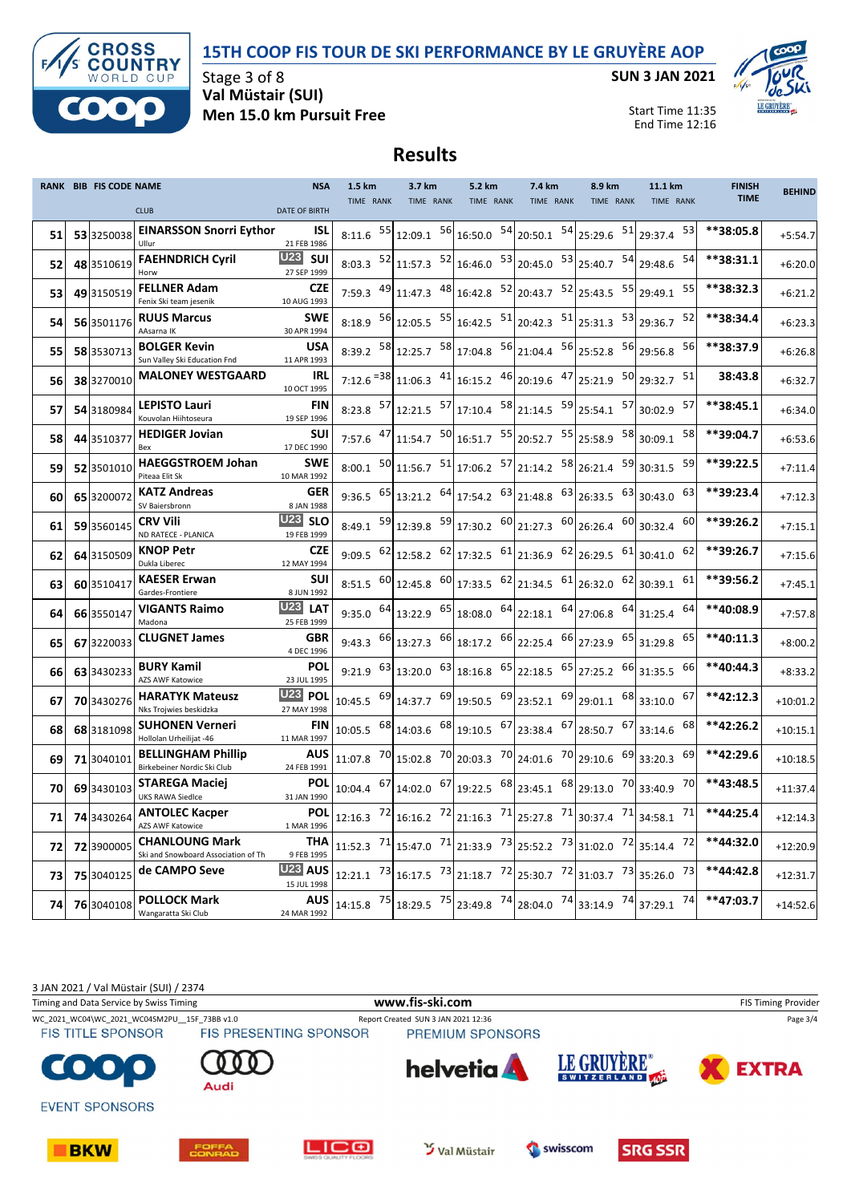# 15TH COOP FIS TOUR DE SKI PERFORMANCE BY LE GRUYÈRE AOP

Stage 3 of 8
**Val Müstair (SUI)**
**Men 15.0 km Pursuit Free**

**SUN 3 JAN 2021**

Start Time 11:35
End Time 12:16

## Results

| RANK | BIB | FIS CODE | NAME / CLUB | NSA / DATE OF BIRTH | 1.5 km TIME | RANK | 3.7 km TIME | RANK | 5.2 km TIME | RANK | 7.4 km TIME | RANK | 8.9 km TIME | RANK | 11.1 km TIME | RANK | FINISH TIME | BEHIND |
|---|---|---|---|---|---|---|---|---|---|---|---|---|---|---|---|---|---|---|
| 51 | 53 | 3250038 | **EINARSSON Snorri Eythor** Ullur | ISL 21 FEB 1986 | 8:11.6 | 55 | 12:09.1 | 56 | 16:50.0 | 54 | 20:50.1 | 54 | 25:29.6 | 51 | 29:37.4 | 53 | **38:05.8 | +5:54.7 |
| 52 | 48 | 3510619 | **FAEHNDRICH Cyril** Horw | U23 SUI 27 SEP 1999 | 8:03.3 | 52 | 11:57.3 | 52 | 16:46.0 | 53 | 20:45.0 | 53 | 25:40.7 | 54 | 29:48.6 | 54 | **38:31.1 | +6:20.0 |
| 53 | 49 | 3150519 | **FELLNER Adam** Fenix Ski team jesenik | CZE 10 AUG 1993 | 7:59.3 | 49 | 11:47.3 | 48 | 16:42.8 | 52 | 20:43.7 | 52 | 25:43.5 | 55 | 29:49.1 | 55 | **38:32.3 | +6:21.2 |
| 54 | 56 | 3501176 | **RUUS Marcus** AAsarna IK | SWE 30 APR 1994 | 8:18.9 | 56 | 12:05.5 | 55 | 16:42.5 | 51 | 20:42.3 | 51 | 25:31.3 | 53 | 29:36.7 | 52 | **38:34.4 | +6:23.3 |
| 55 | 58 | 3530713 | **BOLGER Kevin** Sun Valley Ski Education Fnd | USA 11 APR 1993 | 8:39.2 | 58 | 12:25.7 | 58 | 17:04.8 | 56 | 21:04.4 | 56 | 25:52.8 | 56 | 29:56.8 | 56 | **38:37.9 | +6:26.8 |
| 56 | 38 | 3270010 | **MALONEY WESTGAARD** | IRL 10 OCT 1995 | 7:12.6 | =38 | 11:06.3 | 41 | 16:15.2 | 46 | 20:19.6 | 47 | 25:21.9 | 50 | 29:32.7 | 51 | 38:43.8 | +6:32.7 |
| 57 | 54 | 3180984 | **LEPISTO Lauri** Kouvolan Hiihtoseura | FIN 19 SEP 1996 | 8:23.8 | 57 | 12:21.5 | 57 | 17:10.4 | 58 | 21:14.5 | 59 | 25:54.1 | 57 | 30:02.9 | 57 | **38:45.1 | +6:34.0 |
| 58 | 44 | 3510377 | **HEDIGER Jovian** Bex | SUI 17 DEC 1990 | 7:57.6 | 47 | 11:54.7 | 50 | 16:51.7 | 55 | 20:52.7 | 55 | 25:58.9 | 58 | 30:09.1 | 58 | **39:04.7 | +6:53.6 |
| 59 | 52 | 3501010 | **HAEGGSTROEM Johan** Piteaa Elit Sk | SWE 10 MAR 1992 | 8:00.1 | 50 | 11:56.7 | 51 | 17:06.2 | 57 | 21:14.2 | 58 | 26:21.4 | 59 | 30:31.5 | 59 | **39:22.5 | +7:11.4 |
| 60 | 65 | 3200072 | **KATZ Andreas** SV Baiersbronn | GER 8 JAN 1988 | 9:36.5 | 65 | 13:21.2 | 64 | 17:54.2 | 63 | 21:48.8 | 63 | 26:33.5 | 63 | 30:43.0 | 63 | **39:23.4 | +7:12.3 |
| 61 | 59 | 3560145 | **CRV Vili** ND RATECE - PLANICA | U23 SLO 19 FEB 1999 | 8:49.1 | 59 | 12:39.8 | 59 | 17:30.2 | 60 | 21:27.3 | 60 | 26:26.4 | 60 | 30:32.4 | 60 | **39:26.2 | +7:15.1 |
| 62 | 64 | 3150509 | **KNOP Petr** Dukla Liberec | CZE 12 MAY 1994 | 9:09.5 | 62 | 12:58.2 | 62 | 17:32.5 | 61 | 21:36.9 | 62 | 26:29.5 | 61 | 30:41.0 | 62 | **39:26.7 | +7:15.6 |
| 63 | 60 | 3510417 | **KAESER Erwan** Gardes-Frontiere | SUI 8 JUN 1992 | 8:51.5 | 60 | 12:45.8 | 60 | 17:33.5 | 62 | 21:34.5 | 61 | 26:32.0 | 62 | 30:39.1 | 61 | **39:56.2 | +7:45.1 |
| 64 | 66 | 3550147 | **VIGANTS Raimo** Madona | U23 LAT 25 FEB 1999 | 9:35.0 | 64 | 13:22.9 | 65 | 18:08.0 | 64 | 22:18.1 | 64 | 27:06.8 | 64 | 31:25.4 | 64 | **40:08.9 | +7:57.8 |
| 65 | 67 | 3220033 | **CLUGNET James** | GBR 4 DEC 1996 | 9:43.3 | 66 | 13:27.3 | 66 | 18:17.2 | 66 | 22:25.4 | 66 | 27:23.9 | 65 | 31:29.8 | 65 | **40:11.3 | +8:00.2 |
| 66 | 63 | 3430233 | **BURY Kamil** AZS AWF Katowice | POL 23 JUL 1995 | 9:21.9 | 63 | 13:20.0 | 63 | 18:16.8 | 65 | 22:18.5 | 65 | 27:25.2 | 66 | 31:35.5 | 66 | **40:44.3 | +8:33.2 |
| 67 | 70 | 3430276 | **HARATYK Mateusz** Nks Trojwies beskidzka | U23 POL 27 MAY 1998 | 10:45.5 | 69 | 14:37.7 | 69 | 19:50.5 | 69 | 23:52.1 | 69 | 29:01.1 | 68 | 33:10.0 | 67 | **42:12.3 | +10:01.2 |
| 68 | 68 | 3181098 | **SUHONEN Verneri** Hollolan Urheilijat -46 | FIN 11 MAR 1997 | 10:05.5 | 68 | 14:03.6 | 68 | 19:10.5 | 67 | 23:38.4 | 67 | 28:50.7 | 67 | 33:14.6 | 68 | **42:26.2 | +10:15.1 |
| 69 | 71 | 3040101 | **BELLINGHAM Phillip** Birkebeiner Nordic Ski Club | AUS 24 FEB 1991 | 11:07.8 | 70 | 15:02.8 | 70 | 20:03.3 | 70 | 24:01.6 | 70 | 29:10.6 | 69 | 33:20.3 | 69 | **42:29.6 | +10:18.5 |
| 70 | 69 | 3430103 | **STAREGA Maciej** UKS RAWA Siedlce | POL 31 JAN 1990 | 10:04.4 | 67 | 14:02.0 | 67 | 19:22.5 | 68 | 23:45.1 | 68 | 29:13.0 | 70 | 33:40.9 | 70 | **43:48.5 | +11:37.4 |
| 71 | 74 | 3430264 | **ANTOLEC Kacper** AZS AWF Katowice | POL 1 MAR 1996 | 12:16.3 | 72 | 16:16.2 | 72 | 21:16.3 | 71 | 25:27.8 | 71 | 30:37.4 | 71 | 34:58.1 | 71 | **44:25.4 | +12:14.3 |
| 72 | 72 | 3900005 | **CHANLOUNG Mark** Ski and Snowboard Association of Th | THA 9 FEB 1995 | 11:52.3 | 71 | 15:47.0 | 71 | 21:33.9 | 73 | 25:52.2 | 73 | 31:02.0 | 72 | 35:14.4 | 72 | **44:32.0 | +12:20.9 |
| 73 | 75 | 3040125 | **de CAMPO Seve** | U23 AUS 15 JUL 1998 | 12:21.1 | 73 | 16:17.5 | 73 | 21:18.7 | 72 | 25:30.7 | 72 | 31:03.7 | 73 | 35:26.0 | 73 | **44:42.8 | +12:31.7 |
| 74 | 76 | 3040108 | **POLLOCK Mark** Wangaratta Ski Club | AUS 24 MAR 1992 | 14:15.8 | 75 | 18:29.5 | 75 | 23:49.8 | 74 | 28:04.0 | 74 | 33:14.9 | 74 | 37:29.1 | 74 | **47:03.7 | +14:52.6 |

3 JAN 2021 / Val Müstair (SUI) / 2374
Timing and Data Service by Swiss Timing — www.fis-ski.com — FIS Timing Provider
WC_2021_WC04\WC_2021_WC04SM2PU__15F_73B8 v1.0 — Report Created SUN 3 JAN 2021 12:36

FIS TITLE SPONSOR: COOP — FIS PRESENTING SPONSOR: Audi — PREMIUM SPONSORS: helvetia, LE GRUYÈRE SWITZERLAND AOP, EXTRA

EVENT SPONSORS: BKW, POFFA CONRAD, LICO, Val Müstair, swisscom, SRG SSR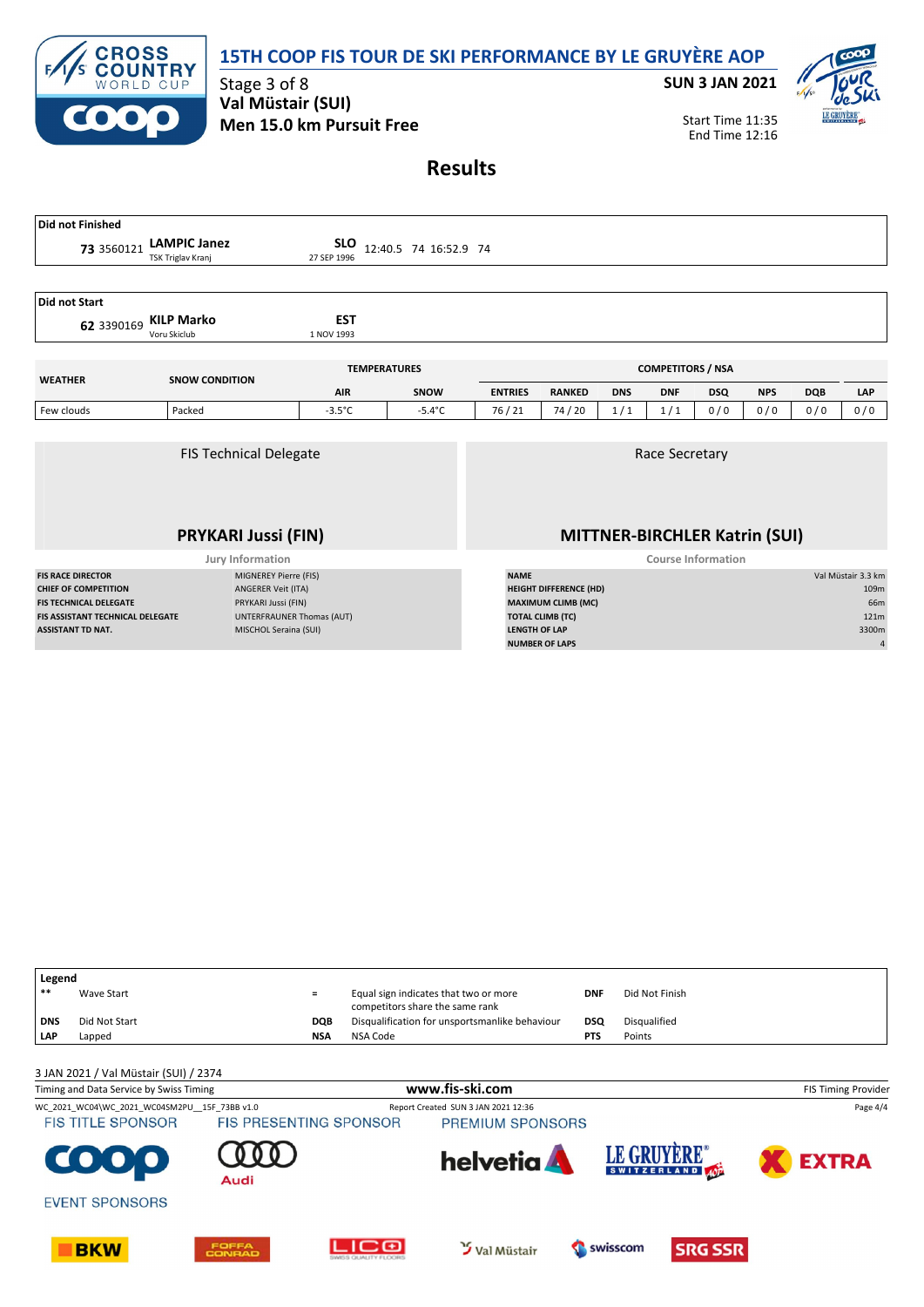# 15TH COOP FIS TOUR DE SKI PERFORMANCE BY LE GRUYÈRE AOP

Stage 3 of 8
**Val Müstair (SUI)**
**Men 15.0 km Pursuit Free**

**SUN 3 JAN 2021**

Start Time 11:35
End Time 12:16

## Results

**Did not Finished**

| | | | | | | | |
|---|---|---|---|---|---|---|---|
| **73** | 3560121 | **LAMPIC Janez** TSK Triglav Kranj | **SLO** 27 SEP 1996 | 12:40.5 | 74 | 16:52.9 | 74 |

**Did not Start**

| | | | |
|---|---|---|---|
| **62** | 3390169 | **KILP Marko** Voru Skiclub | **EST** 1 NOV 1993 |

| WEATHER | SNOW CONDITION | TEMPERATURES | | COMPETITORS / NSA | | | | | | | |
|---|---|---|---|---|---|---|---|---|---|---|---|
| | | AIR | SNOW | ENTRIES | RANKED | DNS | DNF | DSQ | NPS | DQB | LAP |
| Few clouds | Packed | -3.5°C | -5.4°C | 76 / 21 | 74 / 20 | 1 / 1 | 1 / 1 | 0 / 0 | 0 / 0 | 0 / 0 | 0 / 0 |

FIS Technical Delegate
**PRYKARI Jussi (FIN)**

Race Secretary
**MITTNER-BIRCHLER Katrin (SUI)**

**Jury Information**

| | |
|---|---|
| FIS RACE DIRECTOR | MIGNEREY Pierre (FIS) |
| CHIEF OF COMPETITION | ANGERER Veit (ITA) |
| FIS TECHNICAL DELEGATE | PRYKARI Jussi (FIN) |
| FIS ASSISTANT TECHNICAL DELEGATE | UNTERFRAUNER Thomas (AUT) |
| ASSISTANT TD NAT. | MISCHOL Seraina (SUI) |

**Course Information**

| | |
|---|---|
| NAME | Val Müstair 3.3 km |
| HEIGHT DIFFERENCE (HD) | 109m |
| MAXIMUM CLIMB (MC) | 66m |
| TOTAL CLIMB (TC) | 121m |
| LENGTH OF LAP | 3300m |
| NUMBER OF LAPS | 4 |

**Legend**

| | | | | | |
|---|---|---|---|---|---|
| ** | Wave Start | = | Equal sign indicates that two or more competitors share the same rank | DNF | Did Not Finish |
| DNS | Did Not Start | DQB | Disqualification for unsportsmanlike behaviour | DSQ | Disqualified |
| LAP | Lapped | NSA | NSA Code | PTS | Points |

3 JAN 2021 / Val Müstair (SUI) / 2374
Timing and Data Service by Swiss Timing — www.fis-ski.com — FIS Timing Provider
WC_2021_WC04\WC_2021_WC04SM2PU__15F_73BB v1.0 — Report Created SUN 3 JAN 2021 12:36

FIS TITLE SPONSOR — FIS PRESENTING SPONSOR — PREMIUM SPONSORS
EVENT SPONSORS